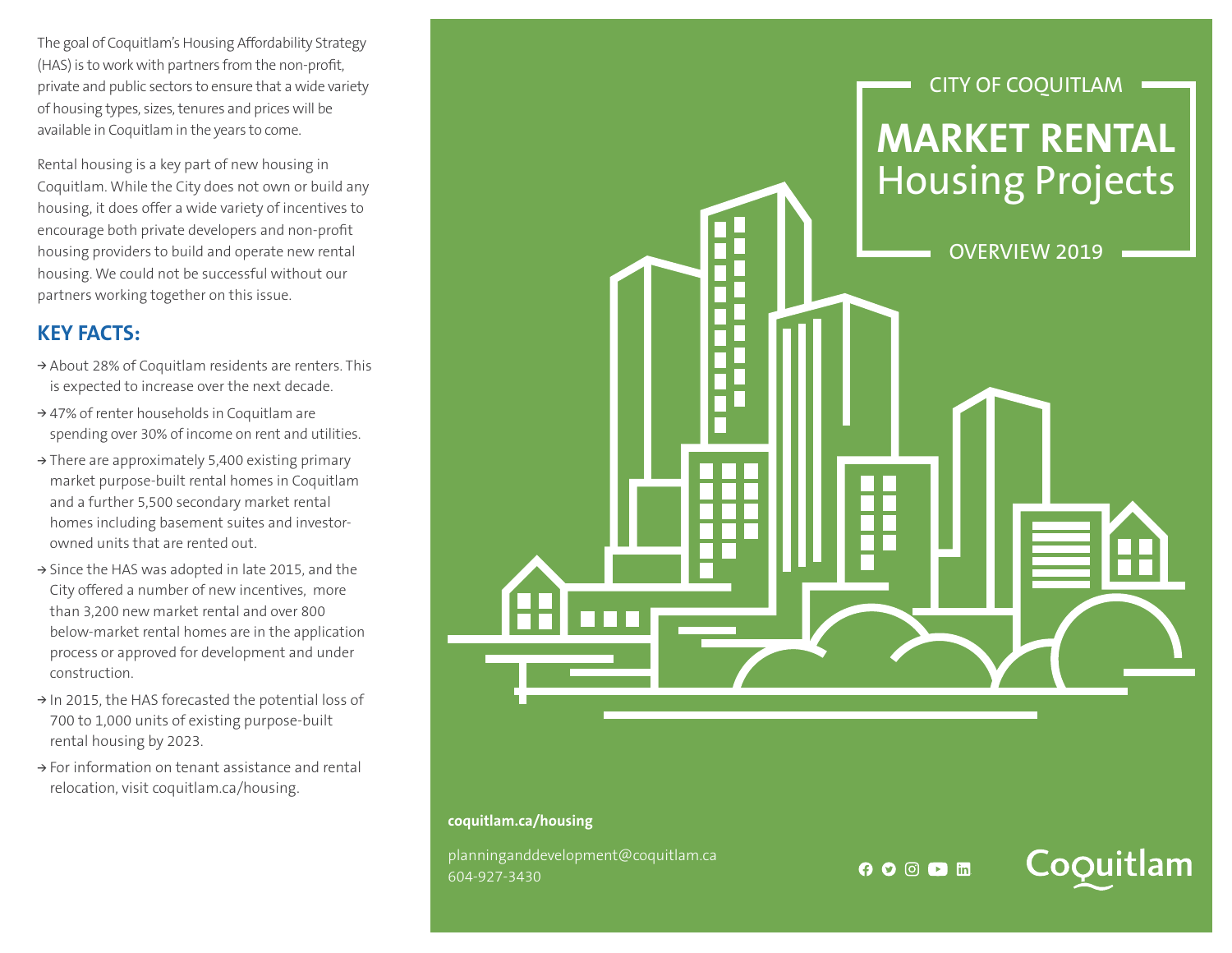CITY OF COQUITLAM

# MARKET RENTAL Housing Projects

OVERVIEW 2019

The goal of Coquitlam's Housing Affordability Strategy (HAS) is to work with partners from the non-profit, private and public sectors to ensure that a wide variety of housing types, sizes, tenures and prices will be available in Coquitlam in the years to come.

Rental housing is a key part of new housing in Coquitlam. While the City does not own or build any housing, it does offer a wide variety of incentives to encourage both private developers and non-profit housing providers to build and operate new rental housing. We could not be successful without our partners working together on this issue.

## KEY FACTS:

- → About 28% of Coquitlam residents are renters. This is expected to increase over the next decade.
- → 47% of renter households in Coquitlam are spending over 30% of income on rent and utilities.
- → There are approximately 5,400 existing primary market purpose-built rental homes in Coquitlam and a further 5,500 secondary market rental homes including basement suites and investor-owned units that are rented out.
- → Since the HAS was adopted in late 2015, and the City offered a number of new incentives, more than 3,200 new market rental and over 800 below-market rental homes are in the application process or approved for development and under construction.
- → In 2015, the HAS forecasted the potential loss of 700 to 1,000 units of existing purpose-built rental housing by 2023.
- → For information on tenant assistance and rental relocation, visit coquitlam.ca/housing.

**coquitlam.ca/housing**

planninganddevelopment@coquitlam.ca
604-927-3430

Coquitlam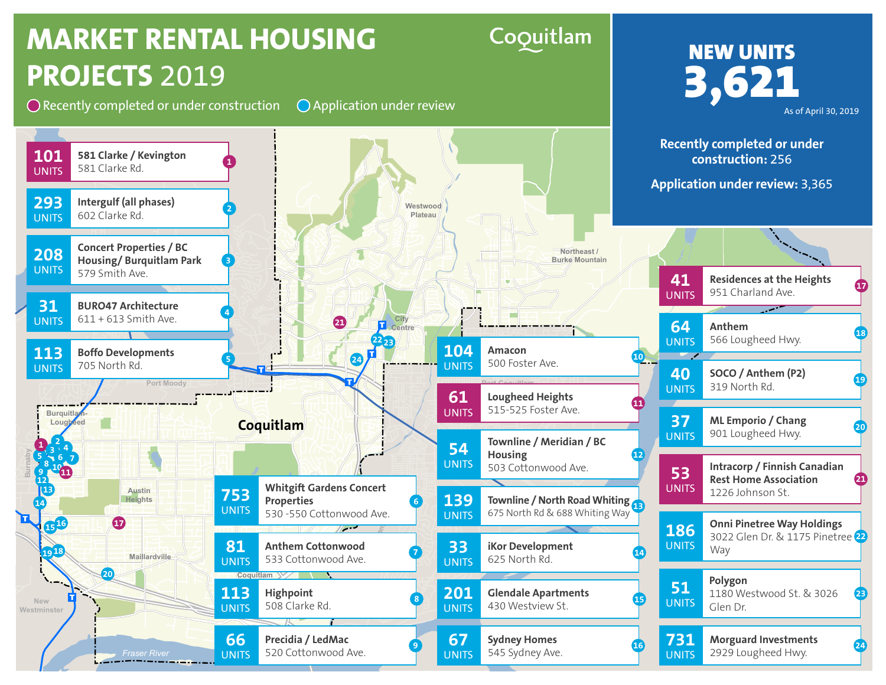# MARKET RENTAL HOUSING PROJECTS 2019

Coquitlam

● Recently completed or under construction ● Application under review

## NEW UNITS 3,621

As of April 30, 2019

**Recently completed or under construction:** 256

**Application under review:** 3,365

| # | Units | Project | Address | Status |
|---|---|---|---|---|
| 1 | 101 | 581 Clarke / Kevington | 581 Clarke Rd. | Recently completed or under construction |
| 2 | 293 | Intergulf (all phases) | 602 Clarke Rd. | Application under review |
| 3 | 208 | Concert Properties / BC Housing/ Burquitlam Park | 579 Smith Ave. | Application under review |
| 4 | 31 | BURO47 Architecture | 611 + 613 Smith Ave. | Application under review |
| 5 | 113 | Boffo Developments | 705 North Rd. | Application under review |
| 6 | 753 | Whitgift Gardens Concert Properties | 530 -550 Cottonwood Ave. | Application under review |
| 7 | 81 | Anthem Cottonwood | 533 Cottonwood Ave. | Application under review |
| 8 | 113 | Highpoint | 508 Clarke Rd. | Application under review |
| 9 | 66 | Precidia / LedMac | 520 Cottonwood Ave. | Application under review |
| 10 | 104 | Amacon | 500 Foster Ave. | Application under review |
| 11 | 61 | Lougheed Heights | 515-525 Foster Ave. | Recently completed or under construction |
| 12 | 54 | Townline / Meridian / BC Housing | 503 Cottonwood Ave. | Application under review |
| 13 | 139 | Townline / North Road Whiting | 675 North Rd & 688 Whiting Way | Application under review |
| 14 | 33 | iKor Development | 625 North Rd. | Application under review |
| 15 | 201 | Glendale Apartments | 430 Westview St. | Application under review |
| 16 | 67 | Sydney Homes | 545 Sydney Ave. | Application under review |
| 17 | 41 | Residences at the Heights | 951 Charland Ave. | Recently completed or under construction |
| 18 | 64 | Anthem | 566 Lougheed Hwy. | Application under review |
| 19 | 40 | SOCO / Anthem (P2) | 319 North Rd. | Application under review |
| 20 | 37 | ML Emporio / Chang | 901 Lougheed Hwy. | Application under review |
| 21 | 53 | Intracorp / Finnish Canadian Rest Home Association | 1226 Johnson St. | Recently completed or under construction |
| 22 | 186 | Onni Pinetree Way Holdings | 3022 Glen Dr. & 1175 Pinetree Way | Application under review |
| 23 | 51 | Polygon | 1180 Westwood St. & 3026 Glen Dr. | Application under review |
| 24 | 731 | Morguard Investments | 2929 Lougheed Hwy. | Application under review |

Westwood Plateau

Northeast / Burke Mountain

City Centre

Port Moody

Burquitlam-Lougheed

Coquitlam

Burnaby

Austin Heights

Maillardville

New Westminster

Fraser River